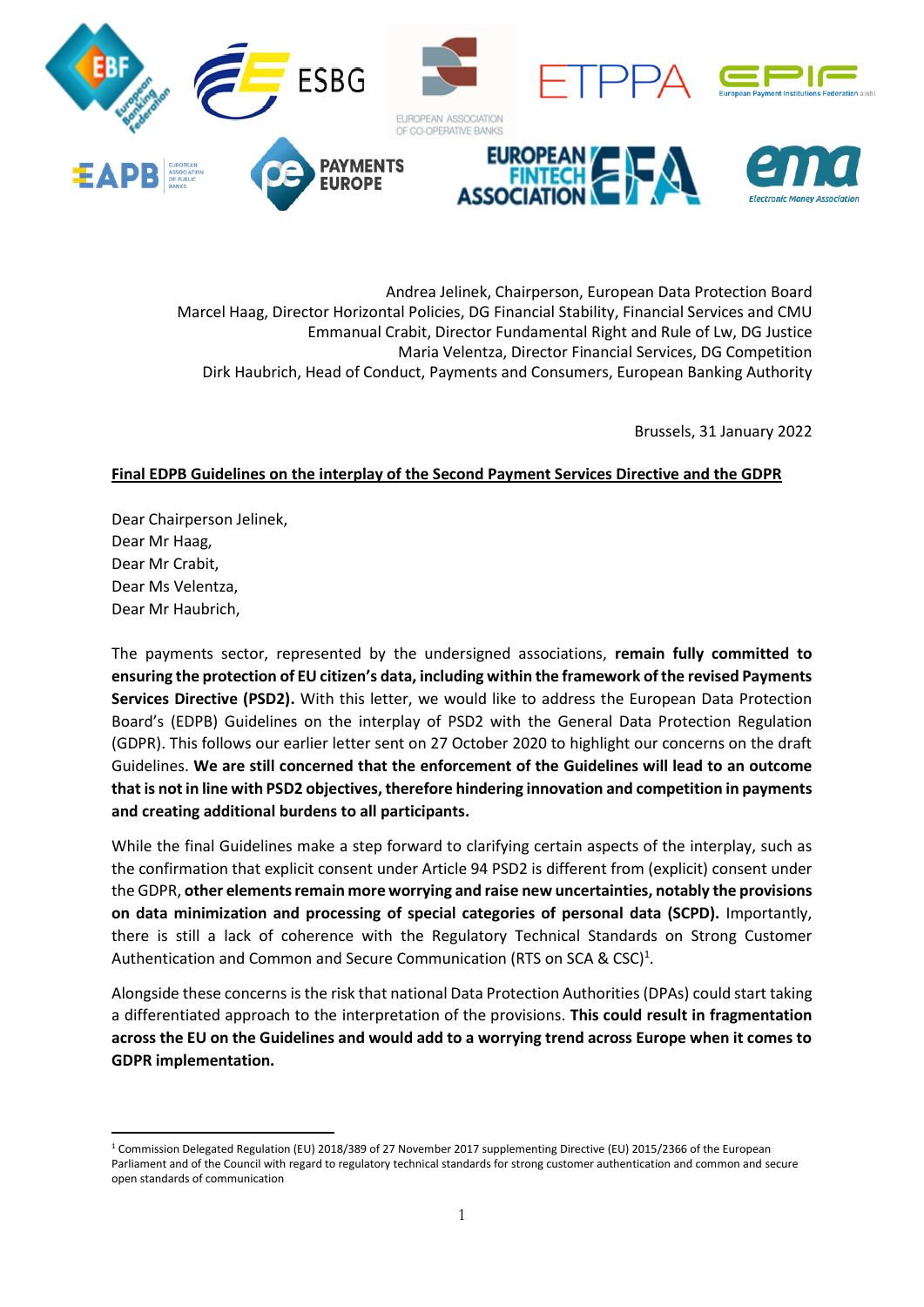Andrea Jelinek, Chairperson, European Data Protection Board
Marcel Haag, Director Horizontal Policies, DG Financial Stability, Financial Services and CMU
Emmanual Crabit, Director Fundamental Right and Rule of Lw, DG Justice
Maria Velentza, Director Financial Services, DG Competition
Dirk Haubrich, Head of Conduct, Payments and Consumers, European Banking Authority

Brussels, 31 January 2022

**Final EDPB Guidelines on the interplay of the Second Payment Services Directive and the GDPR**

Dear Chairperson Jelinek,
Dear Mr Haag,
Dear Mr Crabit,
Dear Ms Velentza,
Dear Mr Haubrich,

The payments sector, represented by the undersigned associations, **remain fully committed to ensuring the protection of EU citizen's data, including within the framework of the revised Payments Services Directive (PSD2).** With this letter, we would like to address the European Data Protection Board's (EDPB) Guidelines on the interplay of PSD2 with the General Data Protection Regulation (GDPR). This follows our earlier letter sent on 27 October 2020 to highlight our concerns on the draft Guidelines. **We are still concerned that the enforcement of the Guidelines will lead to an outcome that is not in line with PSD2 objectives, therefore hindering innovation and competition in payments and creating additional burdens to all participants.**

While the final Guidelines make a step forward to clarifying certain aspects of the interplay, such as the confirmation that explicit consent under Article 94 PSD2 is different from (explicit) consent under the GDPR, **other elements remain more worrying and raise new uncertainties, notably the provisions on data minimization and processing of special categories of personal data (SCPD).** Importantly, there is still a lack of coherence with the Regulatory Technical Standards on Strong Customer Authentication and Common and Secure Communication (RTS on SCA & CSC)[1].

Alongside these concerns is the risk that national Data Protection Authorities (DPAs) could start taking a differentiated approach to the interpretation of the provisions. **This could result in fragmentation across the EU on the Guidelines and would add to a worrying trend across Europe when it comes to GDPR implementation.**

[1] Commission Delegated Regulation (EU) 2018/389 of 27 November 2017 supplementing Directive (EU) 2015/2366 of the European Parliament and of the Council with regard to regulatory technical standards for strong customer authentication and common and secure open standards of communication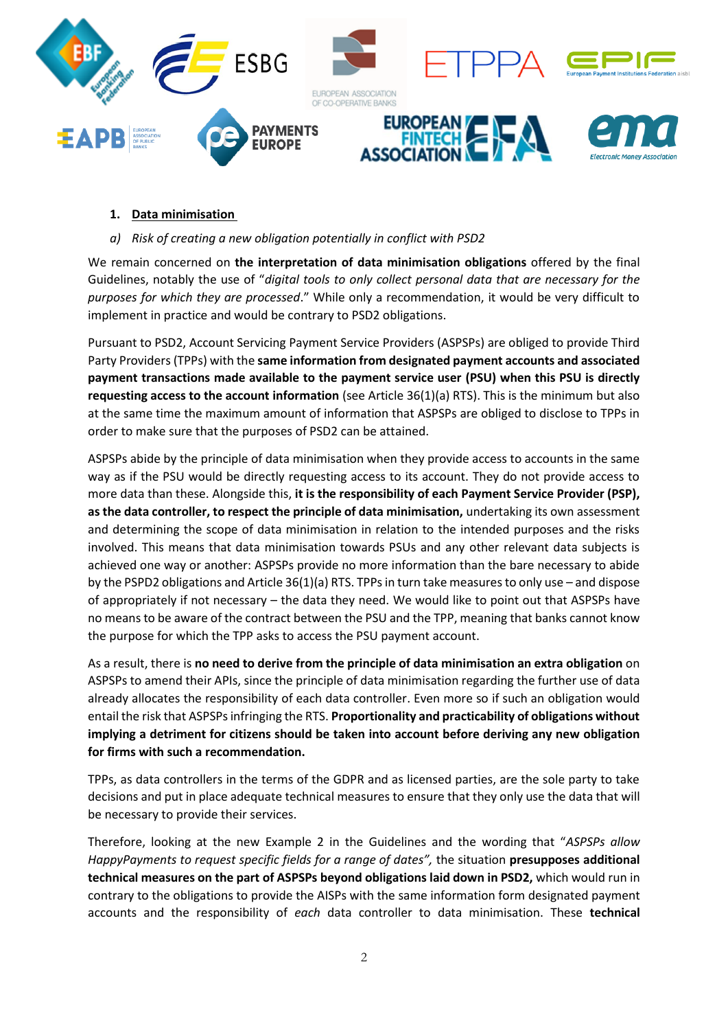1. **Data minimisation**

*a) Risk of creating a new obligation potentially in conflict with PSD2*

We remain concerned on **the interpretation of data minimisation obligations** offered by the final Guidelines, notably the use of "*digital tools to only collect personal data that are necessary for the purposes for which they are processed*." While only a recommendation, it would be very difficult to implement in practice and would be contrary to PSD2 obligations.

Pursuant to PSD2, Account Servicing Payment Service Providers (ASPSPs) are obliged to provide Third Party Providers (TPPs) with the **same information from designated payment accounts and associated payment transactions made available to the payment service user (PSU) when this PSU is directly requesting access to the account information** (see Article 36(1)(a) RTS). This is the minimum but also at the same time the maximum amount of information that ASPSPs are obliged to disclose to TPPs in order to make sure that the purposes of PSD2 can be attained.

ASPSPs abide by the principle of data minimisation when they provide access to accounts in the same way as if the PSU would be directly requesting access to its account. They do not provide access to more data than these. Alongside this, **it is the responsibility of each Payment Service Provider (PSP), as the data controller, to respect the principle of data minimisation,** undertaking its own assessment and determining the scope of data minimisation in relation to the intended purposes and the risks involved. This means that data minimisation towards PSUs and any other relevant data subjects is achieved one way or another: ASPSPs provide no more information than the bare necessary to abide by the PSPD2 obligations and Article 36(1)(a) RTS. TPPs in turn take measures to only use – and dispose of appropriately if not necessary – the data they need. We would like to point out that ASPSPs have no means to be aware of the contract between the PSU and the TPP, meaning that banks cannot know the purpose for which the TPP asks to access the PSU payment account.

As a result, there is **no need to derive from the principle of data minimisation an extra obligation** on ASPSPs to amend their APIs, since the principle of data minimisation regarding the further use of data already allocates the responsibility of each data controller. Even more so if such an obligation would entail the risk that ASPSPs infringing the RTS. **Proportionality and practicability of obligations without implying a detriment for citizens should be taken into account before deriving any new obligation for firms with such a recommendation.**

TPPs, as data controllers in the terms of the GDPR and as licensed parties, are the sole party to take decisions and put in place adequate technical measures to ensure that they only use the data that will be necessary to provide their services.

Therefore, looking at the new Example 2 in the Guidelines and the wording that "*ASPSPs allow HappyPayments to request specific fields for a range of dates",* the situation **presupposes additional technical measures on the part of ASPSPs beyond obligations laid down in PSD2,** which would run in contrary to the obligations to provide the AISPs with the same information form designated payment accounts and the responsibility of *each* data controller to data minimisation. These **technical**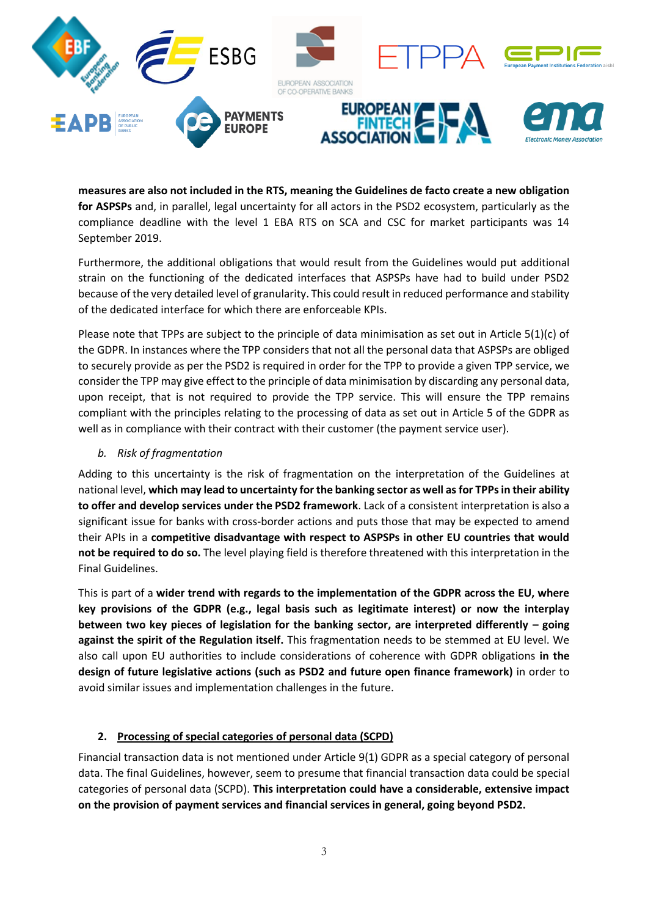**measures are also not included in the RTS, meaning the Guidelines de facto create a new obligation for ASPSPs** and, in parallel, legal uncertainty for all actors in the PSD2 ecosystem, particularly as the compliance deadline with the level 1 EBA RTS on SCA and CSC for market participants was 14 September 2019.

Furthermore, the additional obligations that would result from the Guidelines would put additional strain on the functioning of the dedicated interfaces that ASPSPs have had to build under PSD2 because of the very detailed level of granularity. This could result in reduced performance and stability of the dedicated interface for which there are enforceable KPIs.

Please note that TPPs are subject to the principle of data minimisation as set out in Article 5(1)(c) of the GDPR. In instances where the TPP considers that not all the personal data that ASPSPs are obliged to securely provide as per the PSD2 is required in order for the TPP to provide a given TPP service, we consider the TPP may give effect to the principle of data minimisation by discarding any personal data, upon receipt, that is not required to provide the TPP service. This will ensure the TPP remains compliant with the principles relating to the processing of data as set out in Article 5 of the GDPR as well as in compliance with their contract with their customer (the payment service user).

*b. Risk of fragmentation*

Adding to this uncertainty is the risk of fragmentation on the interpretation of the Guidelines at national level, **which may lead to uncertainty for the banking sector as well as for TPPs in their ability to offer and develop services under the PSD2 framework**. Lack of a consistent interpretation is also a significant issue for banks with cross-border actions and puts those that may be expected to amend their APIs in a **competitive disadvantage with respect to ASPSPs in other EU countries that would not be required to do so.** The level playing field is therefore threatened with this interpretation in the Final Guidelines.

This is part of a **wider trend with regards to the implementation of the GDPR across the EU, where key provisions of the GDPR (e.g., legal basis such as legitimate interest) or now the interplay between two key pieces of legislation for the banking sector, are interpreted differently – going against the spirit of the Regulation itself.** This fragmentation needs to be stemmed at EU level. We also call upon EU authorities to include considerations of coherence with GDPR obligations **in the design of future legislative actions (such as PSD2 and future open finance framework)** in order to avoid similar issues and implementation challenges in the future.

## 2. Processing of special categories of personal data (SCPD)

Financial transaction data is not mentioned under Article 9(1) GDPR as a special category of personal data. The final Guidelines, however, seem to presume that financial transaction data could be special categories of personal data (SCPD). **This interpretation could have a considerable, extensive impact on the provision of payment services and financial services in general, going beyond PSD2.**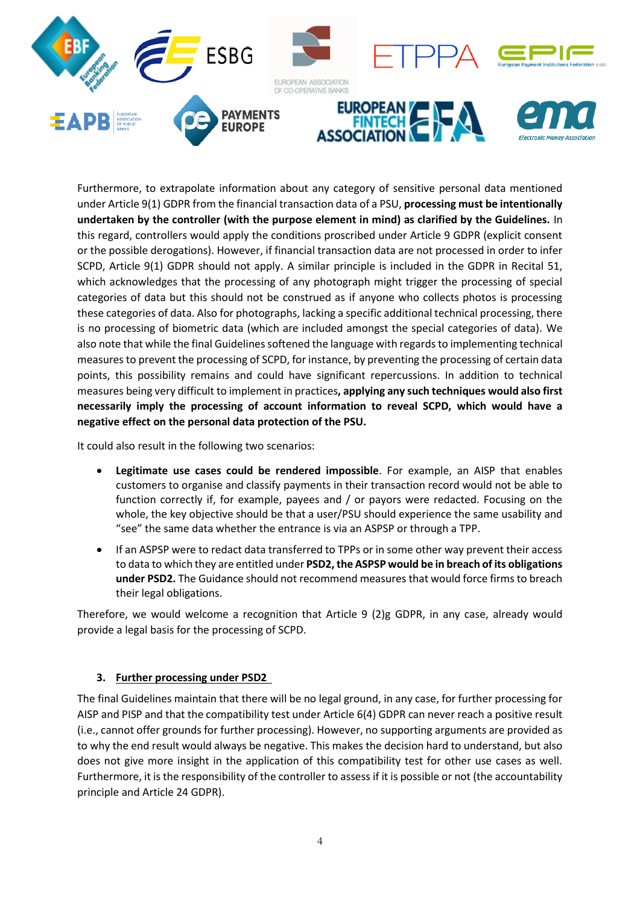Furthermore, to extrapolate information about any category of sensitive personal data mentioned under Article 9(1) GDPR from the financial transaction data of a PSU, **processing must be intentionally undertaken by the controller (with the purpose element in mind) as clarified by the Guidelines.** In this regard, controllers would apply the conditions proscribed under Article 9 GDPR (explicit consent or the possible derogations). However, if financial transaction data are not processed in order to infer SCPD, Article 9(1) GDPR should not apply. A similar principle is included in the GDPR in Recital 51, which acknowledges that the processing of any photograph might trigger the processing of special categories of data but this should not be construed as if anyone who collects photos is processing these categories of data. Also for photographs, lacking a specific additional technical processing, there is no processing of biometric data (which are included amongst the special categories of data). We also note that while the final Guidelines softened the language with regards to implementing technical measures to prevent the processing of SCPD, for instance, by preventing the processing of certain data points, this possibility remains and could have significant repercussions. In addition to technical measures being very difficult to implement in practices**, applying any such techniques would also first necessarily imply the processing of account information to reveal SCPD, which would have a negative effect on the personal data protection of the PSU.**

It could also result in the following two scenarios:

- **Legitimate use cases could be rendered impossible**. For example, an AISP that enables customers to organise and classify payments in their transaction record would not be able to function correctly if, for example, payees and / or payors were redacted. Focusing on the whole, the key objective should be that a user/PSU should experience the same usability and "see" the same data whether the entrance is via an ASPSP or through a TPP.
- If an ASPSP were to redact data transferred to TPPs or in some other way prevent their access to data to which they are entitled under **PSD2, the ASPSP would be in breach of its obligations under PSD2.** The Guidance should not recommend measures that would force firms to breach their legal obligations.

Therefore, we would welcome a recognition that Article 9 (2)g GDPR, in any case, already would provide a legal basis for the processing of SCPD.

### 3. <u>Further processing under PSD2</u>

The final Guidelines maintain that there will be no legal ground, in any case, for further processing for AISP and PISP and that the compatibility test under Article 6(4) GDPR can never reach a positive result (i.e., cannot offer grounds for further processing). However, no supporting arguments are provided as to why the end result would always be negative. This makes the decision hard to understand, but also does not give more insight in the application of this compatibility test for other use cases as well. Furthermore, it is the responsibility of the controller to assess if it is possible or not (the accountability principle and Article 24 GDPR).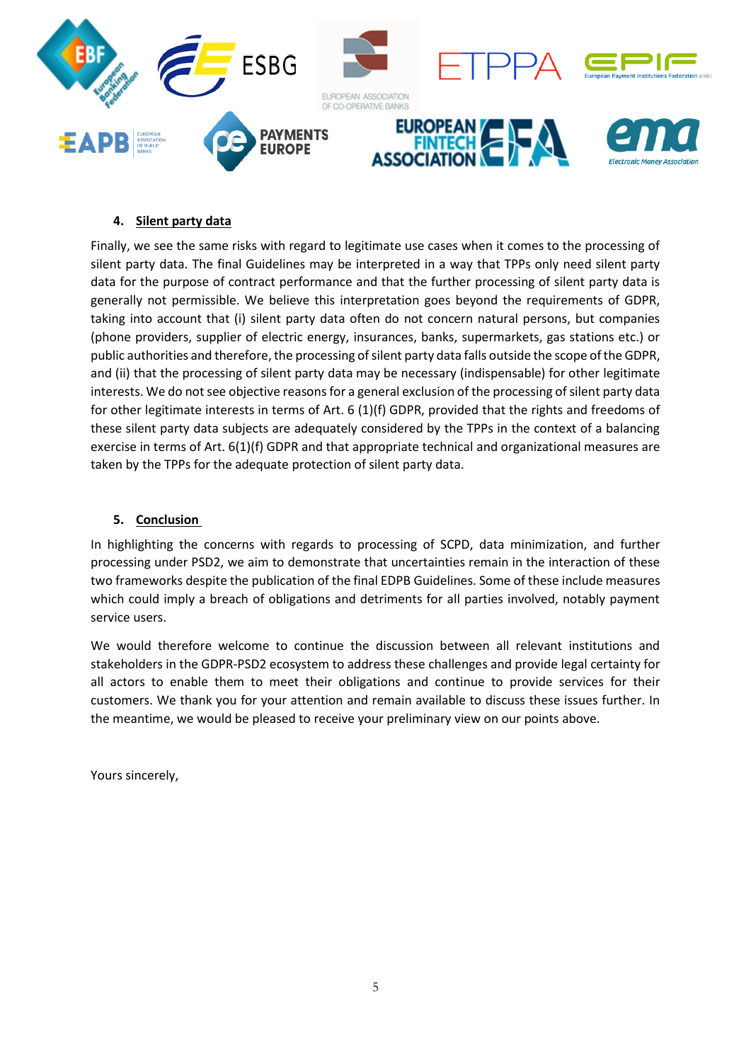## 4. Silent party data

Finally, we see the same risks with regard to legitimate use cases when it comes to the processing of silent party data. The final Guidelines may be interpreted in a way that TPPs only need silent party data for the purpose of contract performance and that the further processing of silent party data is generally not permissible. We believe this interpretation goes beyond the requirements of GDPR, taking into account that (i) silent party data often do not concern natural persons, but companies (phone providers, supplier of electric energy, insurances, banks, supermarkets, gas stations etc.) or public authorities and therefore, the processing of silent party data falls outside the scope of the GDPR, and (ii) that the processing of silent party data may be necessary (indispensable) for other legitimate interests. We do not see objective reasons for a general exclusion of the processing of silent party data for other legitimate interests in terms of Art. 6 (1)(f) GDPR, provided that the rights and freedoms of these silent party data subjects are adequately considered by the TPPs in the context of a balancing exercise in terms of Art. 6(1)(f) GDPR and that appropriate technical and organizational measures are taken by the TPPs for the adequate protection of silent party data.

## 5. Conclusion

In highlighting the concerns with regards to processing of SCPD, data minimization, and further processing under PSD2, we aim to demonstrate that uncertainties remain in the interaction of these two frameworks despite the publication of the final EDPB Guidelines. Some of these include measures which could imply a breach of obligations and detriments for all parties involved, notably payment service users.

We would therefore welcome to continue the discussion between all relevant institutions and stakeholders in the GDPR-PSD2 ecosystem to address these challenges and provide legal certainty for all actors to enable them to meet their obligations and continue to provide services for their customers. We thank you for your attention and remain available to discuss these issues further. In the meantime, we would be pleased to receive your preliminary view on our points above.

Yours sincerely,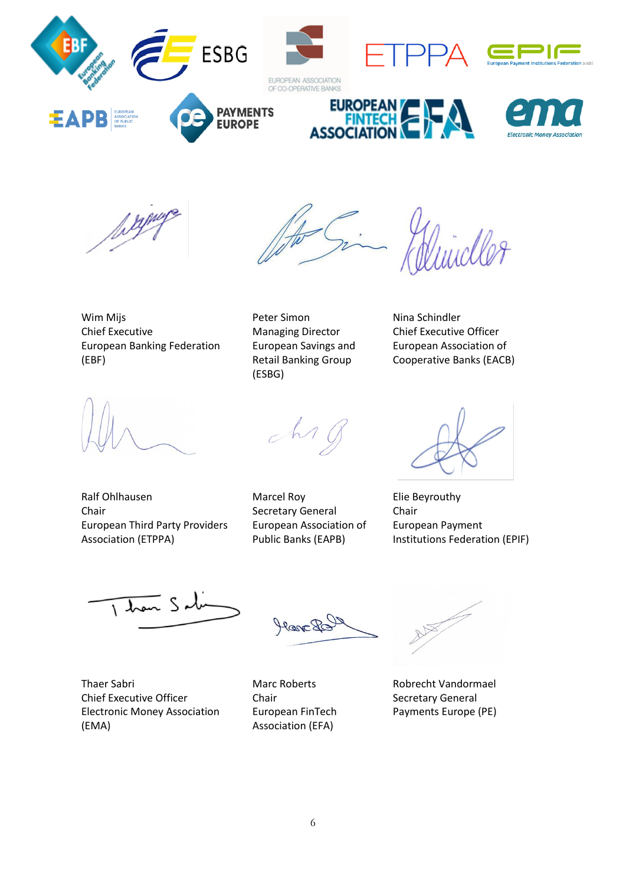Wim Mijs
Chief Executive
European Banking Federation (EBF)

Peter Simon
Managing Director
European Savings and Retail Banking Group (ESBG)

Nina Schindler
Chief Executive Officer
European Association of Cooperative Banks (EACB)

Ralf Ohlhausen
Chair
European Third Party Providers Association (ETPPA)

Marcel Roy
Secretary General
European Association of Public Banks (EAPB)

Elie Beyrouthy
Chair
European Payment Institutions Federation (EPIF)

Thaer Sabri
Chief Executive Officer
Electronic Money Association (EMA)

Marc Roberts
Chair
European FinTech Association (EFA)

Robrecht Vandormael
Secretary General
Payments Europe (PE)